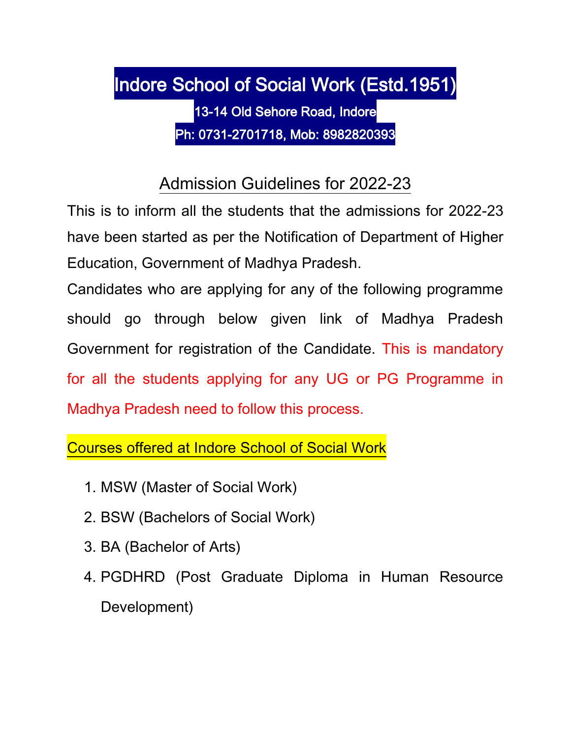# Indore School of Social Work (Estd.1951)

**13-14 Old Sehore Road, Indore**

**Ph: 0731-2701718, Mob: 8982820393**

## Admission Guidelines for 2022-23

This is to inform all the students that the admissions for 2022-23 have been started as per the Notification of Department of Higher Education, Government of Madhya Pradesh.

Candidates who are applying for any of the following programme should go through below given link of Madhya Pradesh Government for registration of the Candidate. This is mandatory for all the students applying for any UG or PG Programme in Madhya Pradesh need to follow this process.

### Courses offered at Indore School of Social Work

1. MSW (Master of Social Work)
2. BSW (Bachelors of Social Work)
3. BA (Bachelor of Arts)
4. PGDHRD (Post Graduate Diploma in Human Resource Development)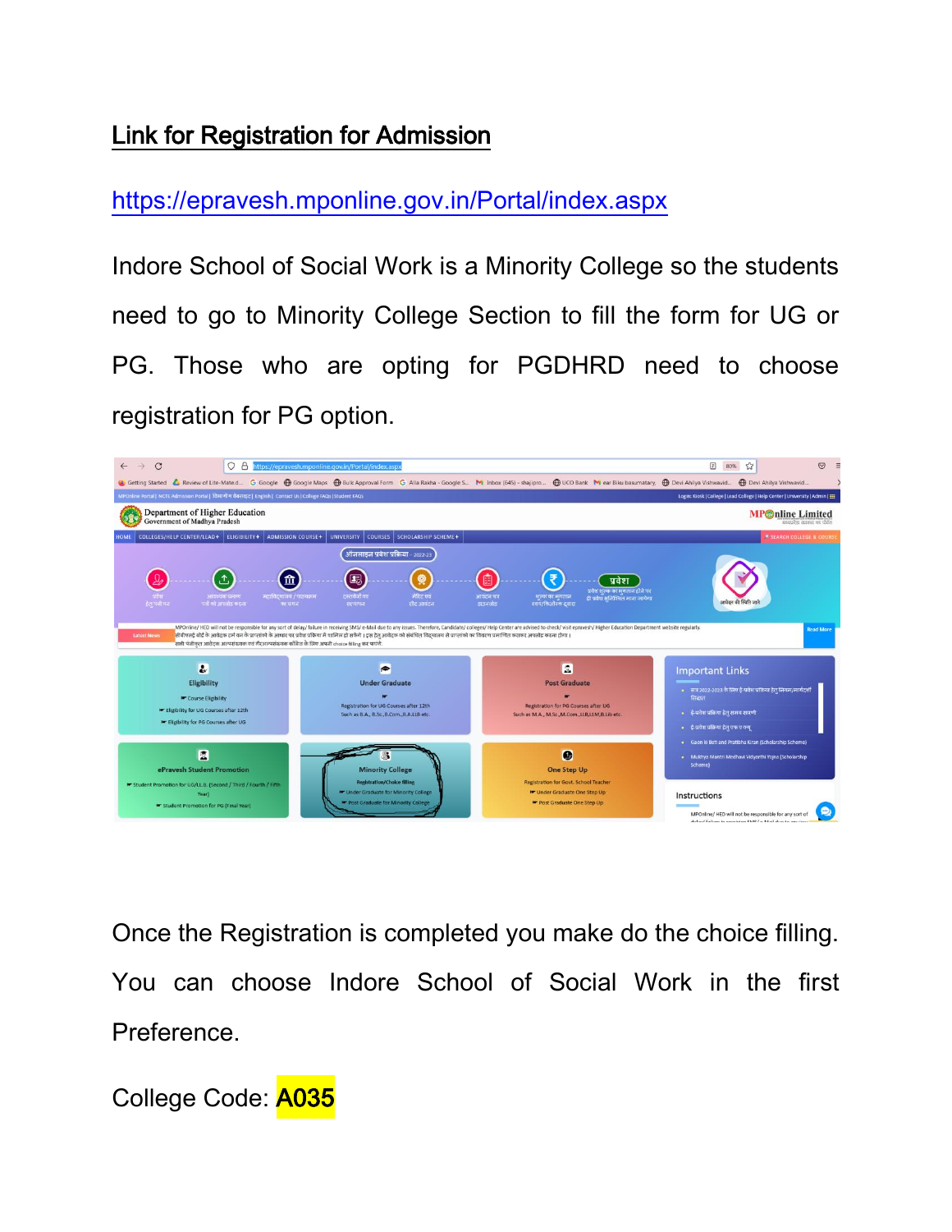## Link for Registration for Admission

https://epravesh.mponline.gov.in/Portal/index.aspx

Indore School of Social Work is a Minority College so the students need to go to Minority College Section to fill the form for UG or PG. Those who are opting for PGDHRD need to choose registration for PG option.

Once the Registration is completed you make do the choice filling. You can choose Indore School of Social Work in the first Preference.

College Code: **A035**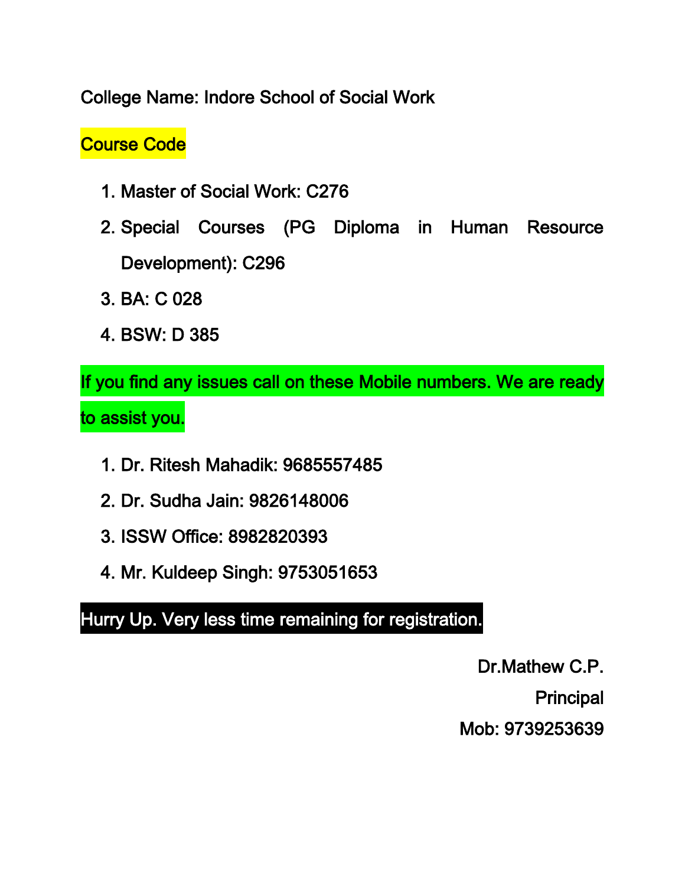College Name: Indore School of Social Work

**Course Code**

1. Master of Social Work: C276
2. Special Courses (PG Diploma in Human Resource Development): C296
3. BA: C 028
4. BSW: D 385

**If you find any issues call on these Mobile numbers. We are ready to assist you.**

1. Dr. Ritesh Mahadik: 9685557485
2. Dr. Sudha Jain: 9826148006
3. ISSW Office: 8982820393
4. Mr. Kuldeep Singh: 9753051653

**Hurry Up. Very less time remaining for registration.**

Dr.Mathew C.P.

Principal

Mob: 9739253639